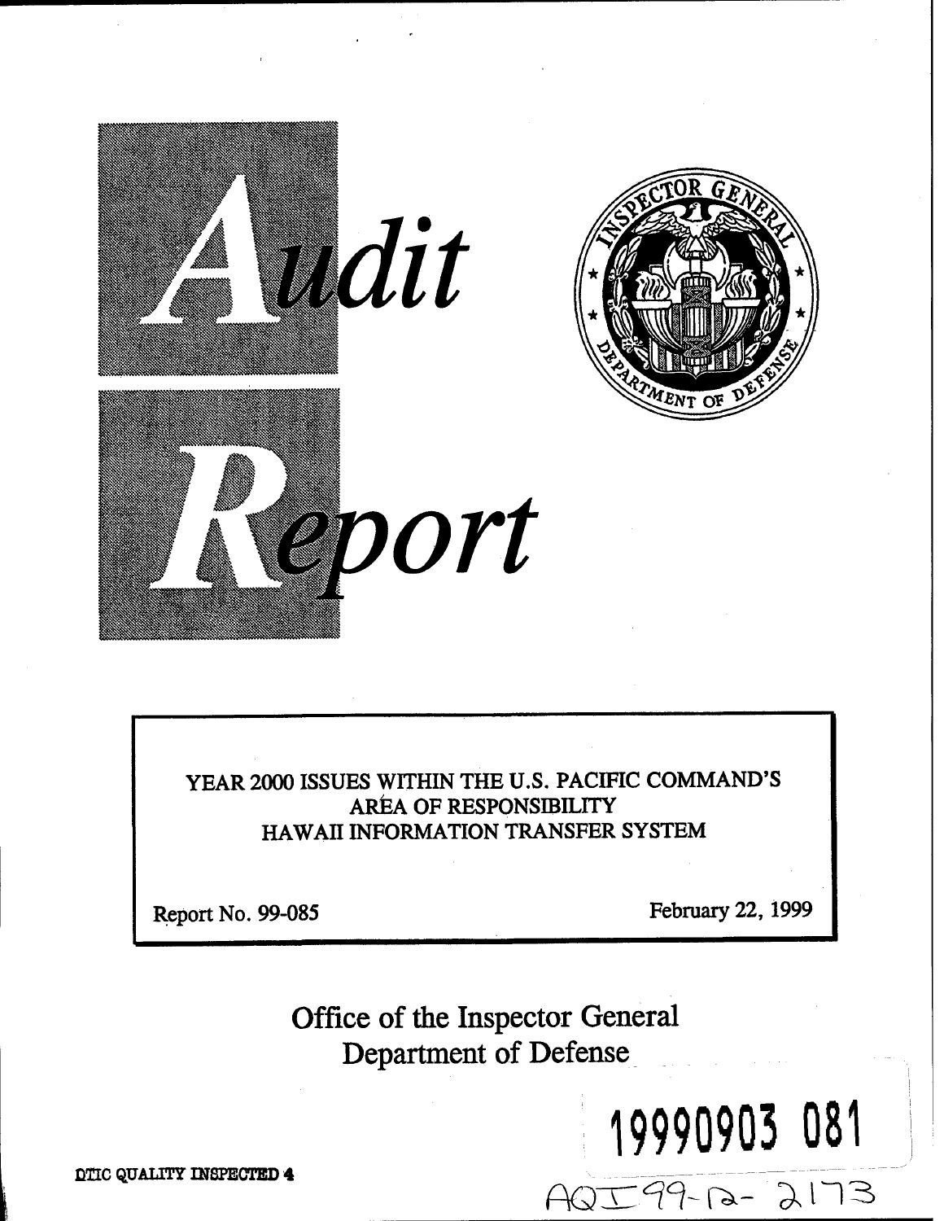# Audit Report

YEAR 2000 ISSUES WITHIN THE U.S. PACIFIC COMMAND'S AREA OF RESPONSIBILITY
HAWAII INFORMATION TRANSFER SYSTEM

Report No. 99-085

February 22, 1999

Office of the Inspector General
Department of Defense

19990903 081

DTIC QUALITY INSPECTED 4

AQI99-12-2173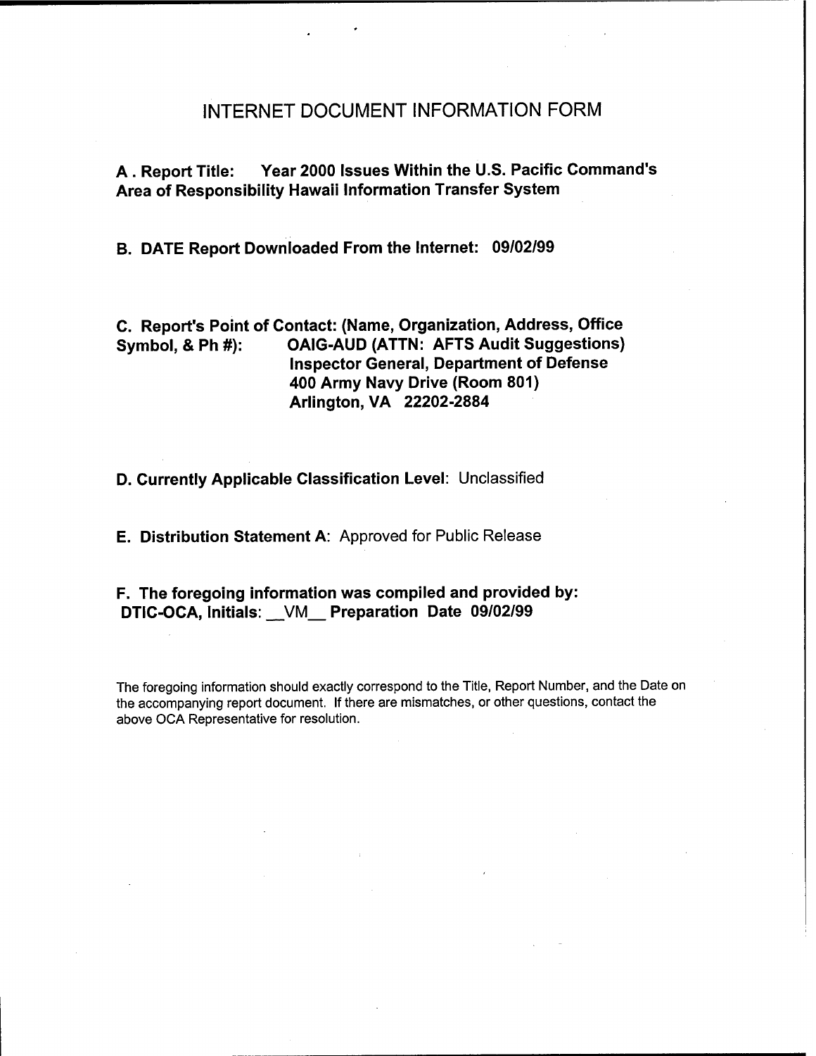# INTERNET DOCUMENT INFORMATION FORM

**A . Report Title: Year 2000 Issues Within the U.S. Pacific Command's Area of Responsibility Hawaii Information Transfer System**

**B. DATE Report Downloaded From the Internet: 09/02/99**

**C. Report's Point of Contact: (Name, Organization, Address, Office Symbol, & Ph #):** **OAIG-AUD (ATTN: AFTS Audit Suggestions)**
**Inspector General, Department of Defense**
**400 Army Navy Drive (Room 801)**
**Arlington, VA 22202-2884**

**D. Currently Applicable Classification Level**: Unclassified

**E. Distribution Statement A**: Approved for Public Release

**F. The foregoing information was compiled and provided by:**
**DTIC-OCA, Initials:** __VM__ **Preparation Date 09/02/99**

The foregoing information should exactly correspond to the Title, Report Number, and the Date on the accompanying report document. If there are mismatches, or other questions, contact the above OCA Representative for resolution.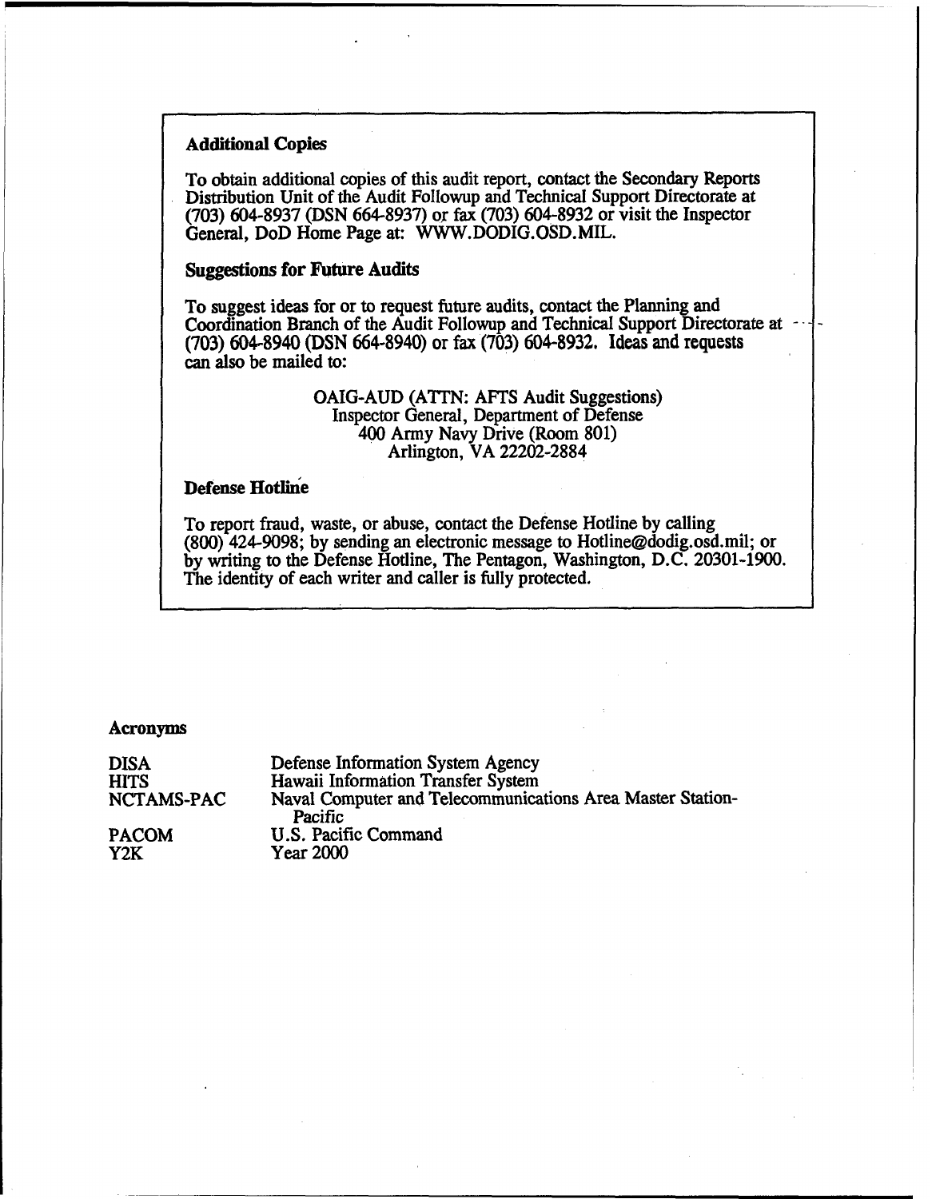**Additional Copies**

To obtain additional copies of this audit report, contact the Secondary Reports Distribution Unit of the Audit Followup and Technical Support Directorate at (703) 604-8937 (DSN 664-8937) or fax (703) 604-8932 or visit the Inspector General, DoD Home Page at: WWW.DODIG.OSD.MIL.

**Suggestions for Future Audits**

To suggest ideas for or to request future audits, contact the Planning and Coordination Branch of the Audit Followup and Technical Support Directorate at (703) 604-8940 (DSN 664-8940) or fax (703) 604-8932. Ideas and requests can also be mailed to:

OAIG-AUD (ATTN: AFTS Audit Suggestions)
Inspector General, Department of Defense
400 Army Navy Drive (Room 801)
Arlington, VA 22202-2884

**Defense Hotline**

To report fraud, waste, or abuse, contact the Defense Hotline by calling (800) 424-9098; by sending an electronic message to Hotline@dodig.osd.mil; or by writing to the Defense Hotline, The Pentagon, Washington, D.C. 20301-1900. The identity of each writer and caller is fully protected.

**Acronyms**

| | |
|---|---|
| DISA | Defense Information System Agency |
| HITS | Hawaii Information Transfer System |
| NCTAMS-PAC | Naval Computer and Telecommunications Area Master Station-Pacific |
| PACOM | U.S. Pacific Command |
| Y2K | Year 2000 |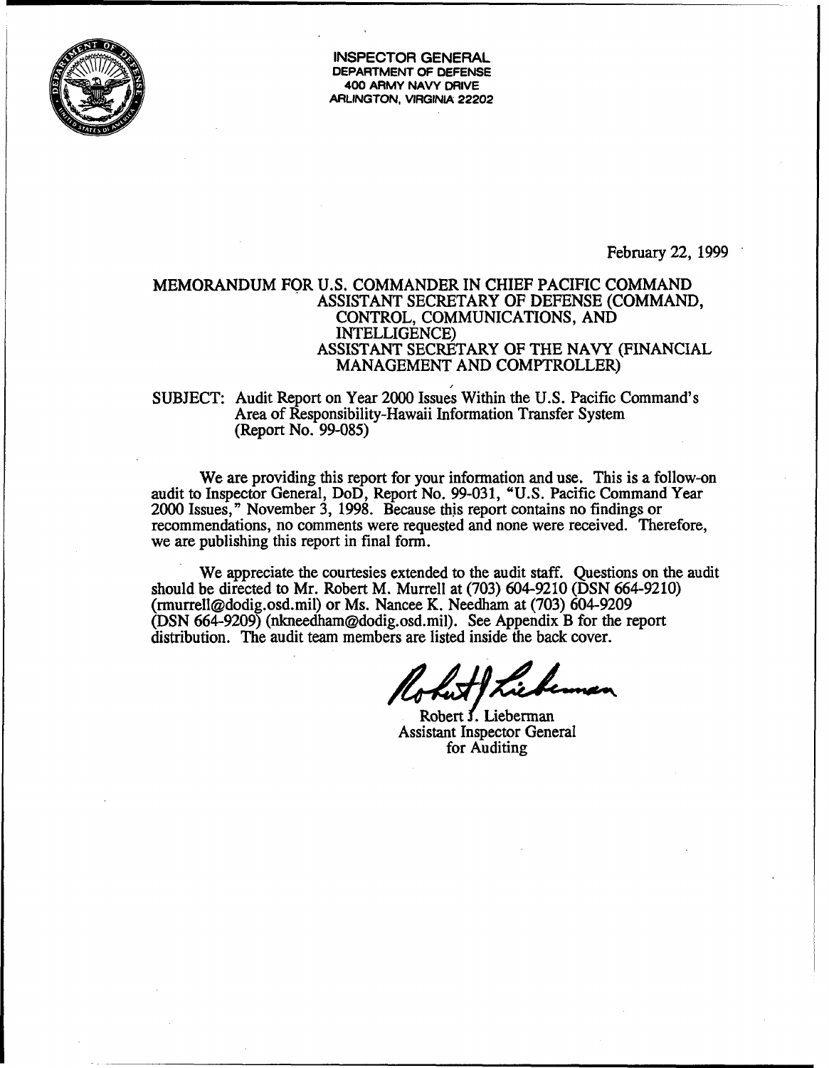**INSPECTOR GENERAL**
**DEPARTMENT OF DEFENSE**
**400 ARMY NAVY DRIVE**
**ARLINGTON, VIRGINIA 22202**

February 22, 1999

MEMORANDUM FOR U.S. COMMANDER IN CHIEF PACIFIC COMMAND
ASSISTANT SECRETARY OF DEFENSE (COMMAND, CONTROL, COMMUNICATIONS, AND INTELLIGENCE)
ASSISTANT SECRETARY OF THE NAVY (FINANCIAL MANAGEMENT AND COMPTROLLER)

SUBJECT: Audit Report on Year 2000 Issues Within the U.S. Pacific Command's Area of Responsibility-Hawaii Information Transfer System (Report No. 99-085)

We are providing this report for your information and use. This is a follow-on audit to Inspector General, DoD, Report No. 99-031, "U.S. Pacific Command Year 2000 Issues," November 3, 1998. Because this report contains no findings or recommendations, no comments were requested and none were received. Therefore, we are publishing this report in final form.

We appreciate the courtesies extended to the audit staff. Questions on the audit should be directed to Mr. Robert M. Murrell at (703) 604-9210 (DSN 664-9210) (rmurrell@dodig.osd.mil) or Ms. Nancee K. Needham at (703) 604-9209 (DSN 664-9209) (nkneedham@dodig.osd.mil). See Appendix B for the report distribution. The audit team members are listed inside the back cover.

Robert J. Lieberman
Assistant Inspector General
for Auditing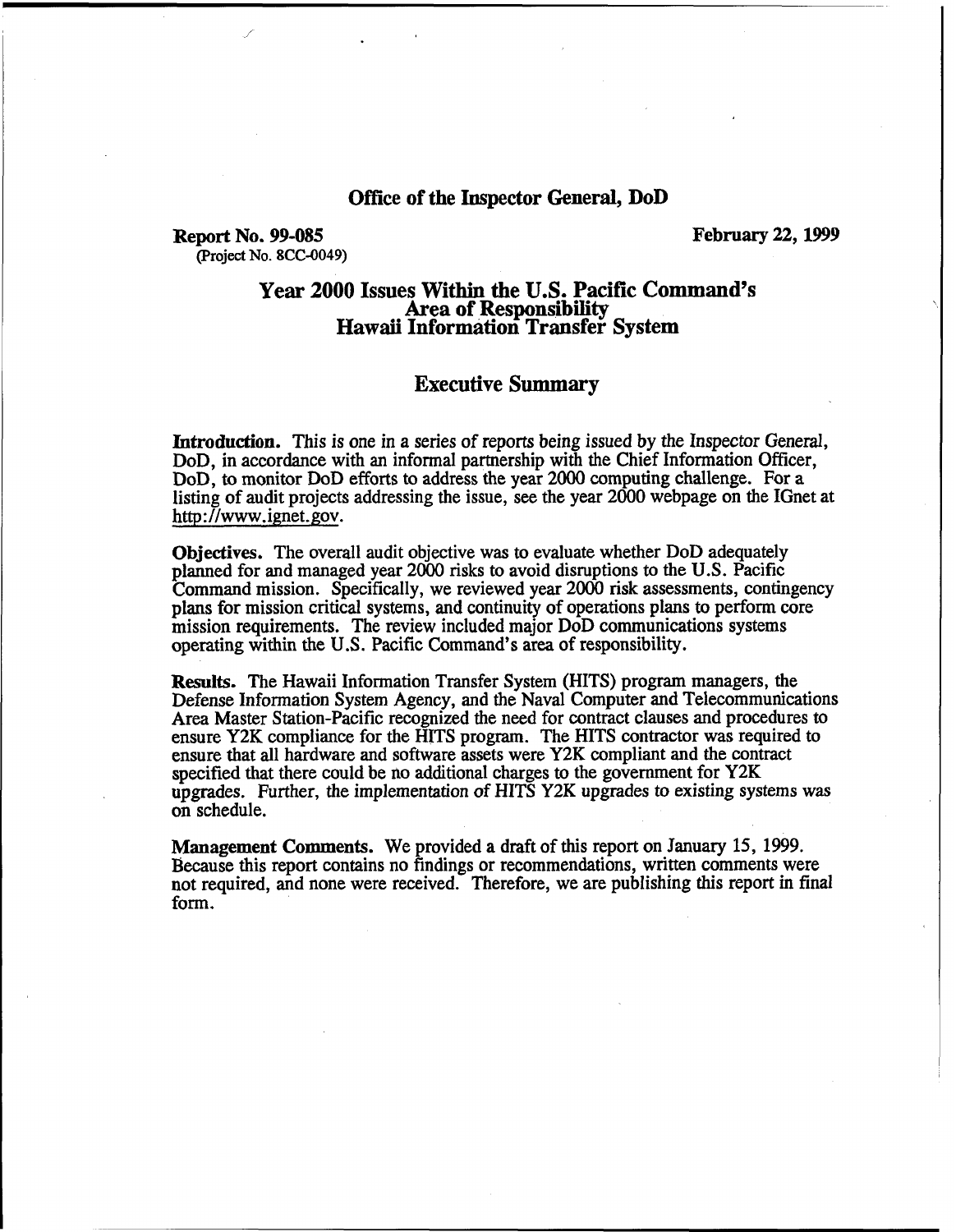## Office of the Inspector General, DoD

**Report No. 99-085**
(Project No. 8CC-0049)

**February 22, 1999**

# Year 2000 Issues Within the U.S. Pacific Command's Area of Responsibility Hawaii Information Transfer System

## Executive Summary

**Introduction.** This is one in a series of reports being issued by the Inspector General, DoD, in accordance with an informal partnership with the Chief Information Officer, DoD, to monitor DoD efforts to address the year 2000 computing challenge. For a listing of audit projects addressing the issue, see the year 2000 webpage on the IGnet at http://www.ignet.gov.

**Objectives.** The overall audit objective was to evaluate whether DoD adequately planned for and managed year 2000 risks to avoid disruptions to the U.S. Pacific Command mission. Specifically, we reviewed year 2000 risk assessments, contingency plans for mission critical systems, and continuity of operations plans to perform core mission requirements. The review included major DoD communications systems operating within the U.S. Pacific Command's area of responsibility.

**Results.** The Hawaii Information Transfer System (HITS) program managers, the Defense Information System Agency, and the Naval Computer and Telecommunications Area Master Station-Pacific recognized the need for contract clauses and procedures to ensure Y2K compliance for the HITS program. The HITS contractor was required to ensure that all hardware and software assets were Y2K compliant and the contract specified that there could be no additional charges to the government for Y2K upgrades. Further, the implementation of HITS Y2K upgrades to existing systems was on schedule.

**Management Comments.** We provided a draft of this report on January 15, 1999. Because this report contains no findings or recommendations, written comments were not required, and none were received. Therefore, we are publishing this report in final form.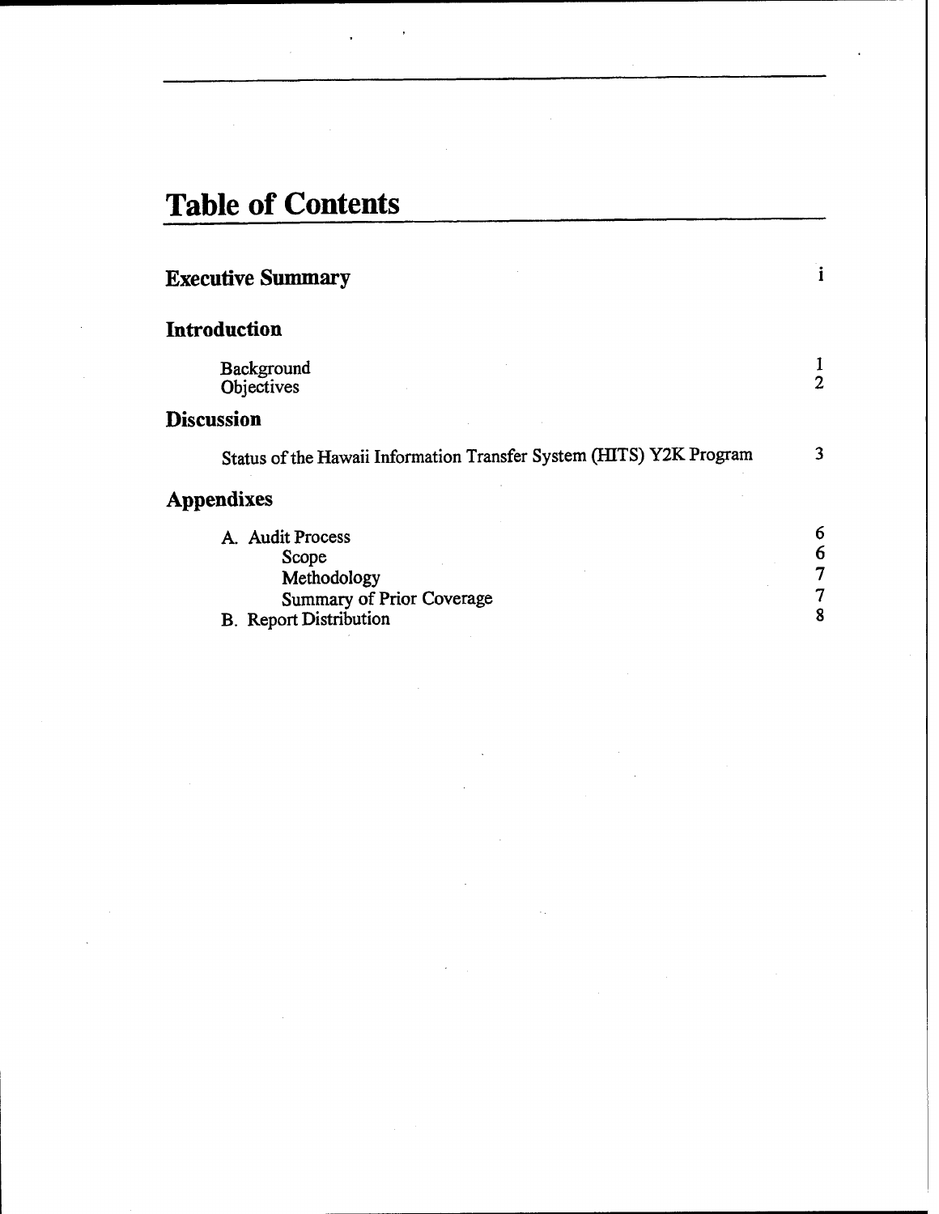# Table of Contents

| | |
|---|---|
| **Executive Summary** | i |
| **Introduction** | |
| Background | 1 |
| Objectives | 2 |
| **Discussion** | |
| Status of the Hawaii Information Transfer System (HITS) Y2K Program | 3 |
| **Appendixes** | |
| A. Audit Process | 6 |
| Scope | 6 |
| Methodology | 7 |
| Summary of Prior Coverage | 7 |
| B. Report Distribution | 8 |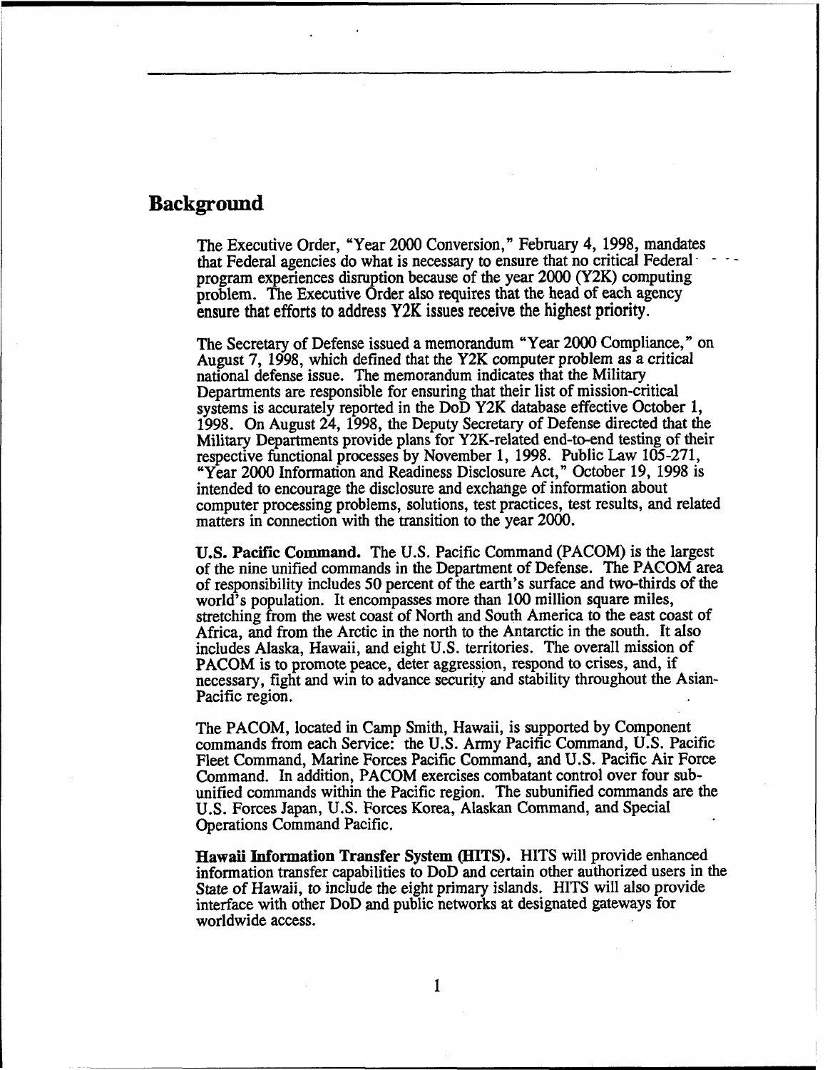## Background

The Executive Order, "Year 2000 Conversion," February 4, 1998, mandates that Federal agencies do what is necessary to ensure that no critical Federal program experiences disruption because of the year 2000 (Y2K) computing problem. The Executive Order also requires that the head of each agency ensure that efforts to address Y2K issues receive the highest priority.

The Secretary of Defense issued a memorandum "Year 2000 Compliance," on August 7, 1998, which defined that the Y2K computer problem as a critical national defense issue. The memorandum indicates that the Military Departments are responsible for ensuring that their list of mission-critical systems is accurately reported in the DoD Y2K database effective October 1, 1998. On August 24, 1998, the Deputy Secretary of Defense directed that the Military Departments provide plans for Y2K-related end-to-end testing of their respective functional processes by November 1, 1998. Public Law 105-271, "Year 2000 Information and Readiness Disclosure Act," October 19, 1998 is intended to encourage the disclosure and exchange of information about computer processing problems, solutions, test practices, test results, and related matters in connection with the transition to the year 2000.

**U.S. Pacific Command.** The U.S. Pacific Command (PACOM) is the largest of the nine unified commands in the Department of Defense. The PACOM area of responsibility includes 50 percent of the earth's surface and two-thirds of the world's population. It encompasses more than 100 million square miles, stretching from the west coast of North and South America to the east coast of Africa, and from the Arctic in the north to the Antarctic in the south. It also includes Alaska, Hawaii, and eight U.S. territories. The overall mission of PACOM is to promote peace, deter aggression, respond to crises, and, if necessary, fight and win to advance security and stability throughout the Asian-Pacific region.

The PACOM, located in Camp Smith, Hawaii, is supported by Component commands from each Service: the U.S. Army Pacific Command, U.S. Pacific Fleet Command, Marine Forces Pacific Command, and U.S. Pacific Air Force Command. In addition, PACOM exercises combatant control over four sub-unified commands within the Pacific region. The subunified commands are the U.S. Forces Japan, U.S. Forces Korea, Alaskan Command, and Special Operations Command Pacific.

**Hawaii Information Transfer System (HITS).** HITS will provide enhanced information transfer capabilities to DoD and certain other authorized users in the State of Hawaii, to include the eight primary islands. HITS will also provide interface with other DoD and public networks at designated gateways for worldwide access.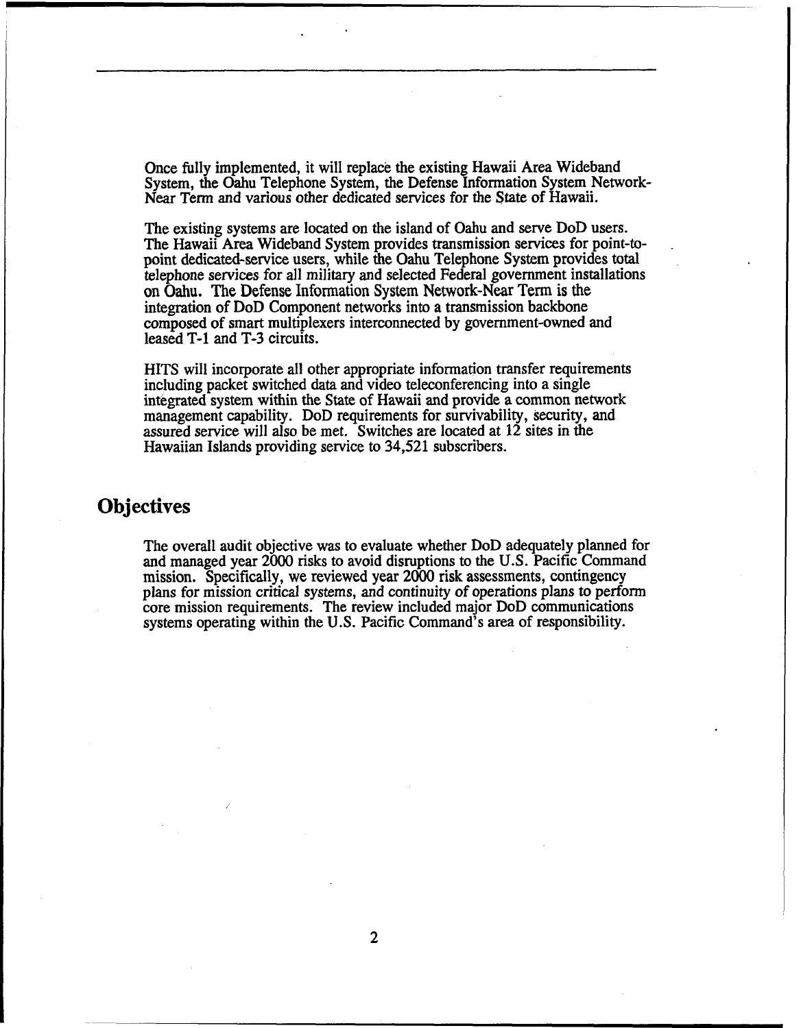Once fully implemented, it will replace the existing Hawaii Area Wideband System, the Oahu Telephone System, the Defense Information System Network-Near Term and various other dedicated services for the State of Hawaii.

The existing systems are located on the island of Oahu and serve DoD users. The Hawaii Area Wideband System provides transmission services for point-to-point dedicated-service users, while the Oahu Telephone System provides total telephone services for all military and selected Federal government installations on Oahu. The Defense Information System Network-Near Term is the integration of DoD Component networks into a transmission backbone composed of smart multiplexers interconnected by government-owned and leased T-1 and T-3 circuits.

HITS will incorporate all other appropriate information transfer requirements including packet switched data and video teleconferencing into a single integrated system within the State of Hawaii and provide a common network management capability. DoD requirements for survivability, security, and assured service will also be met. Switches are located at 12 sites in the Hawaiian Islands providing service to 34,521 subscribers.

## Objectives

The overall audit objective was to evaluate whether DoD adequately planned for and managed year 2000 risks to avoid disruptions to the U.S. Pacific Command mission. Specifically, we reviewed year 2000 risk assessments, contingency plans for mission critical systems, and continuity of operations plans to perform core mission requirements. The review included major DoD communications systems operating within the U.S. Pacific Command's area of responsibility.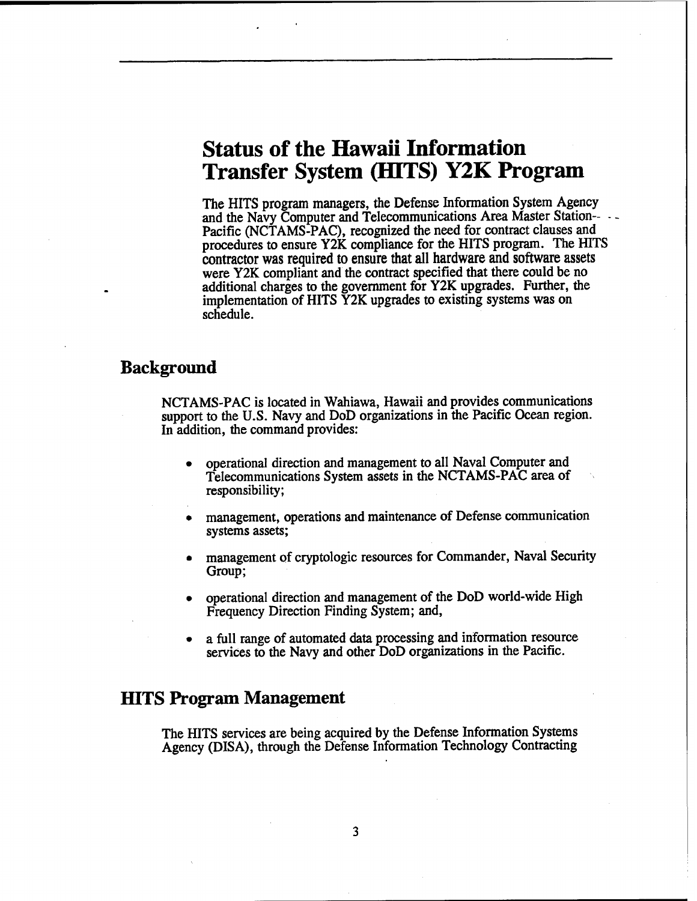# Status of the Hawaii Information Transfer System (HITS) Y2K Program

The HITS program managers, the Defense Information System Agency and the Navy Computer and Telecommunications Area Master Station-Pacific (NCTAMS-PAC), recognized the need for contract clauses and procedures to ensure Y2K compliance for the HITS program. The HITS contractor was required to ensure that all hardware and software assets were Y2K compliant and the contract specified that there could be no additional charges to the government for Y2K upgrades. Further, the implementation of HITS Y2K upgrades to existing systems was on schedule.

## Background

NCTAMS-PAC is located in Wahiawa, Hawaii and provides communications support to the U.S. Navy and DoD organizations in the Pacific Ocean region. In addition, the command provides:

- operational direction and management to all Naval Computer and Telecommunications System assets in the NCTAMS-PAC area of responsibility;
- management, operations and maintenance of Defense communication systems assets;
- management of cryptologic resources for Commander, Naval Security Group;
- operational direction and management of the DoD world-wide High Frequency Direction Finding System; and,
- a full range of automated data processing and information resource services to the Navy and other DoD organizations in the Pacific.

## HITS Program Management

The HITS services are being acquired by the Defense Information Systems Agency (DISA), through the Defense Information Technology Contracting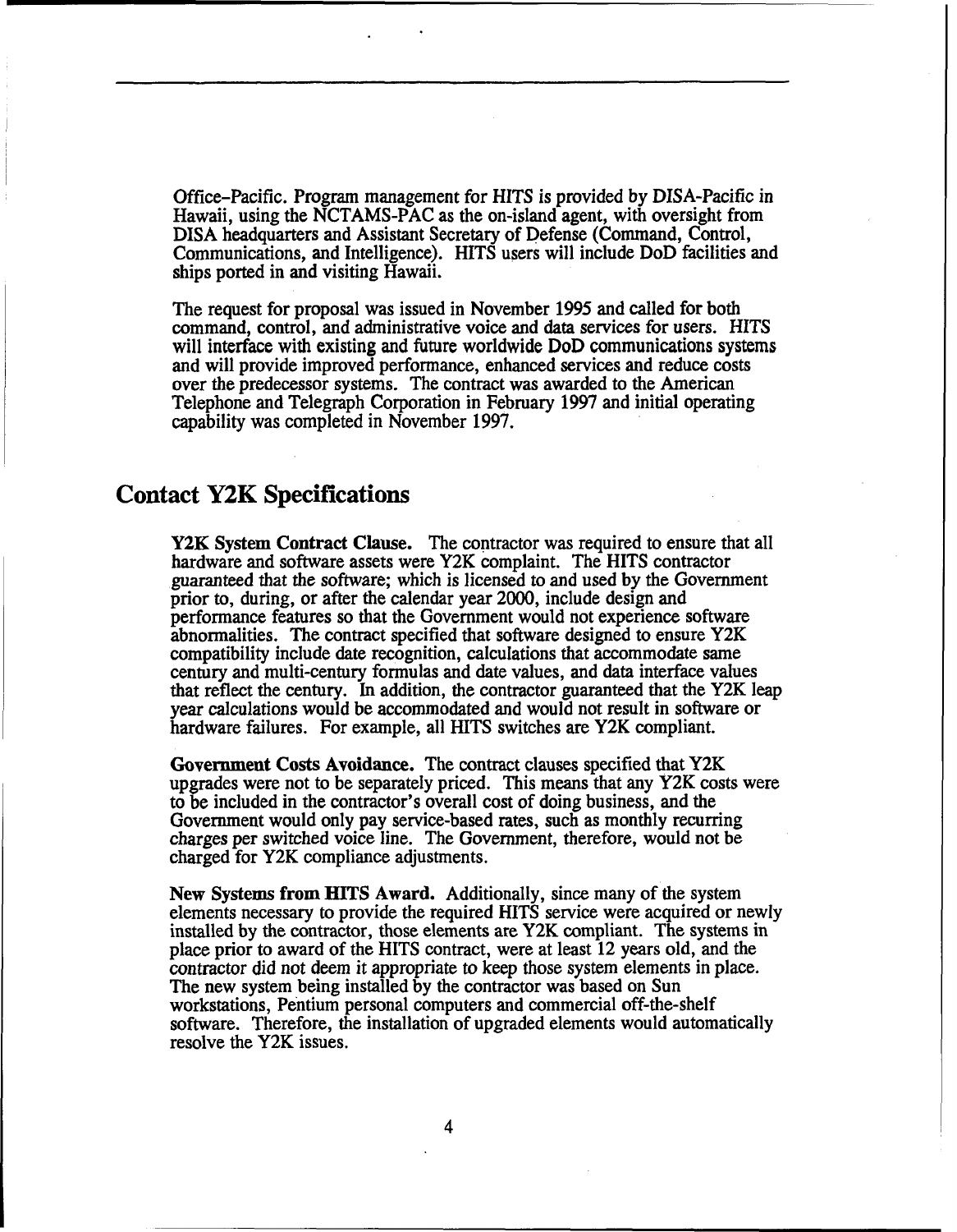Office–Pacific. Program management for HITS is provided by DISA-Pacific in Hawaii, using the NCTAMS-PAC as the on-island agent, with oversight from DISA headquarters and Assistant Secretary of Defense (Command, Control, Communications, and Intelligence). HITS users will include DoD facilities and ships ported in and visiting Hawaii.

The request for proposal was issued in November 1995 and called for both command, control, and administrative voice and data services for users. HITS will interface with existing and future worldwide DoD communications systems and will provide improved performance, enhanced services and reduce costs over the predecessor systems. The contract was awarded to the American Telephone and Telegraph Corporation in February 1997 and initial operating capability was completed in November 1997.

## Contact Y2K Specifications

**Y2K System Contract Clause.** The contractor was required to ensure that all hardware and software assets were Y2K complaint. The HITS contractor guaranteed that the software; which is licensed to and used by the Government prior to, during, or after the calendar year 2000, include design and performance features so that the Government would not experience software abnormalities. The contract specified that software designed to ensure Y2K compatibility include date recognition, calculations that accommodate same century and multi-century formulas and date values, and data interface values that reflect the century. In addition, the contractor guaranteed that the Y2K leap year calculations would be accommodated and would not result in software or hardware failures. For example, all HITS switches are Y2K compliant.

**Government Costs Avoidance.** The contract clauses specified that Y2K upgrades were not to be separately priced. This means that any Y2K costs were to be included in the contractor's overall cost of doing business, and the Government would only pay service-based rates, such as monthly recurring charges per switched voice line. The Government, therefore, would not be charged for Y2K compliance adjustments.

**New Systems from HITS Award.** Additionally, since many of the system elements necessary to provide the required HITS service were acquired or newly installed by the contractor, those elements are Y2K compliant. The systems in place prior to award of the HITS contract, were at least 12 years old, and the contractor did not deem it appropriate to keep those system elements in place. The new system being installed by the contractor was based on Sun workstations, Pentium personal computers and commercial off-the-shelf software. Therefore, the installation of upgraded elements would automatically resolve the Y2K issues.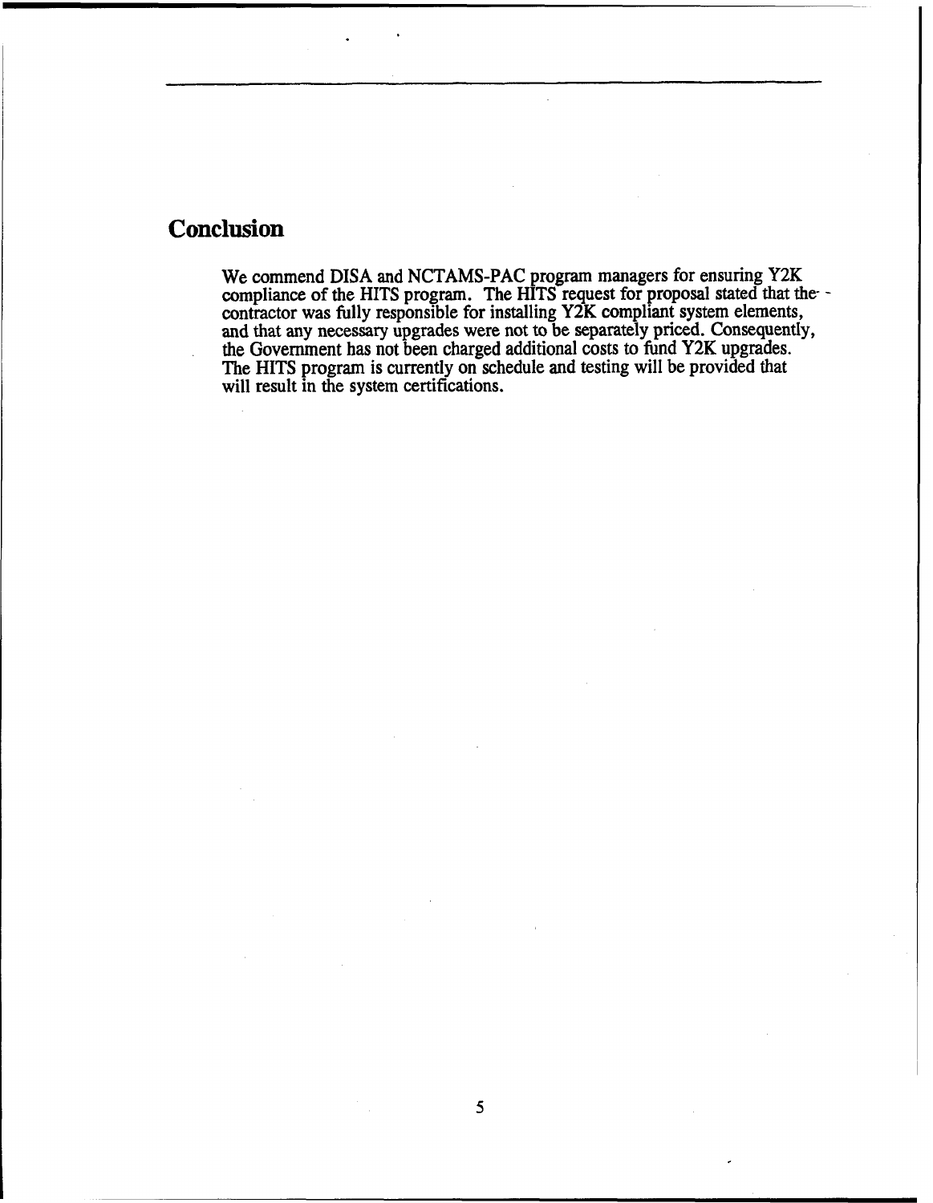## Conclusion

We commend DISA and NCTAMS-PAC program managers for ensuring Y2K compliance of the HITS program. The HITS request for proposal stated that the contractor was fully responsible for installing Y2K compliant system elements, and that any necessary upgrades were not to be separately priced. Consequently, the Government has not been charged additional costs to fund Y2K upgrades. The HITS program is currently on schedule and testing will be provided that will result in the system certifications.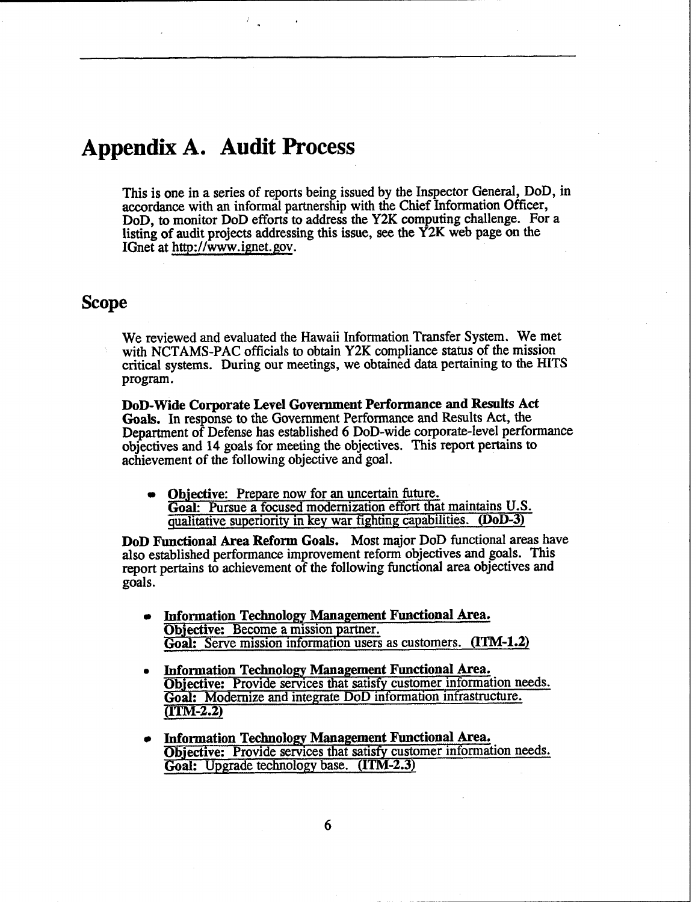# Appendix A. Audit Process

This is one in a series of reports being issued by the Inspector General, DoD, in accordance with an informal partnership with the Chief Information Officer, DoD, to monitor DoD efforts to address the Y2K computing challenge. For a listing of audit projects addressing this issue, see the Y2K web page on the IGnet at http://www.ignet.gov.

## Scope

We reviewed and evaluated the Hawaii Information Transfer System. We met with NCTAMS-PAC officials to obtain Y2K compliance status of the mission critical systems. During our meetings, we obtained data pertaining to the HITS program.

**DoD-Wide Corporate Level Government Performance and Results Act Goals.** In response to the Government Performance and Results Act, the Department of Defense has established 6 DoD-wide corporate-level performance objectives and 14 goals for meeting the objectives. This report pertains to achievement of the following objective and goal.

- Objective: Prepare now for an uncertain future.
  Goal: Pursue a focused modernization effort that maintains U.S. qualitative superiority in key war fighting capabilities. **(DoD-3)**

**DoD Functional Area Reform Goals.** Most major DoD functional areas have also established performance improvement reform objectives and goals. This report pertains to achievement of the following functional area objectives and goals.

- **Information Technology Management Functional Area.**
  **Objective:** Become a mission partner.
  **Goal:** Serve mission information users as customers. **(ITM-1.2)**

- **Information Technology Management Functional Area.**
  **Objective:** Provide services that satisfy customer information needs.
  **Goal:** Modernize and integrate DoD information infrastructure. **(ITM-2.2)**

- **Information Technology Management Functional Area.**
  **Objective:** Provide services that satisfy customer information needs.
  **Goal:** Upgrade technology base. **(ITM-2.3)**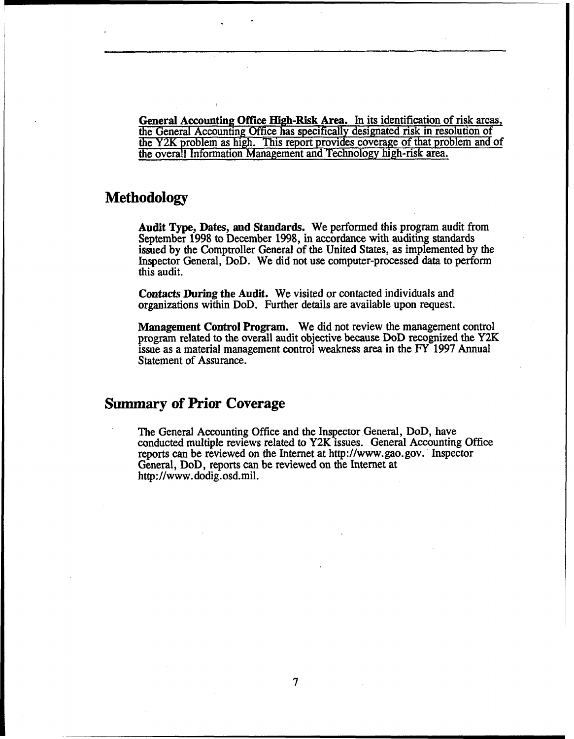**General Accounting Office High-Risk Area.** In its identification of risk areas, the General Accounting Office has specifically designated risk in resolution of the Y2K problem as high. This report provides coverage of that problem and of the overall Information Management and Technology high-risk area.

## Methodology

**Audit Type, Dates, and Standards.** We performed this program audit from September 1998 to December 1998, in accordance with auditing standards issued by the Comptroller General of the United States, as implemented by the Inspector General, DoD. We did not use computer-processed data to perform this audit.

**Contacts During the Audit.** We visited or contacted individuals and organizations within DoD. Further details are available upon request.

**Management Control Program.** We did not review the management control program related to the overall audit objective because DoD recognized the Y2K issue as a material management control weakness area in the FY 1997 Annual Statement of Assurance.

## Summary of Prior Coverage

The General Accounting Office and the Inspector General, DoD, have conducted multiple reviews related to Y2K issues. General Accounting Office reports can be reviewed on the Internet at http://www.gao.gov. Inspector General, DoD, reports can be reviewed on the Internet at http://www.dodig.osd.mil.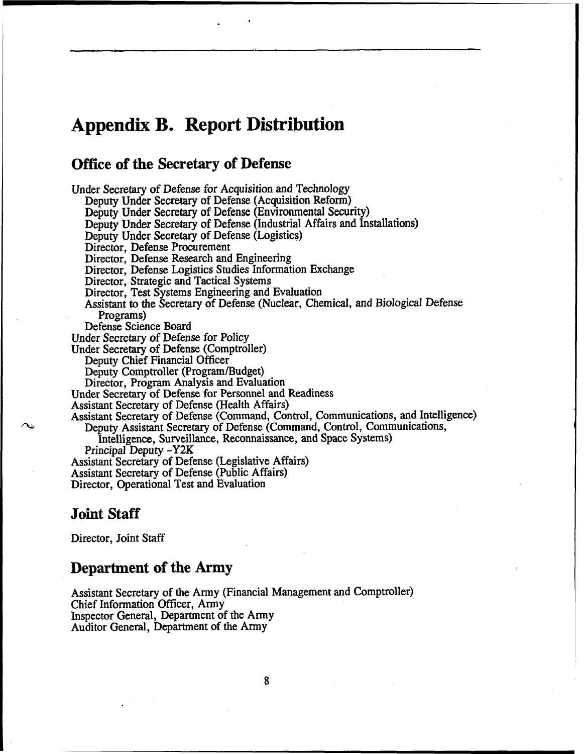# Appendix B. Report Distribution

## Office of the Secretary of Defense

Under Secretary of Defense for Acquisition and Technology
  Deputy Under Secretary of Defense (Acquisition Reform)
  Deputy Under Secretary of Defense (Environmental Security)
  Deputy Under Secretary of Defense (Industrial Affairs and Installations)
  Deputy Under Secretary of Defense (Logistics)
  Director, Defense Procurement
  Director, Defense Research and Engineering
  Director, Defense Logistics Studies Information Exchange
  Director, Strategic and Tactical Systems
  Director, Test Systems Engineering and Evaluation
  Assistant to the Secretary of Defense (Nuclear, Chemical, and Biological Defense Programs)
  Defense Science Board
Under Secretary of Defense for Policy
Under Secretary of Defense (Comptroller)
  Deputy Chief Financial Officer
  Deputy Comptroller (Program/Budget)
  Director, Program Analysis and Evaluation
Under Secretary of Defense for Personnel and Readiness
Assistant Secretary of Defense (Health Affairs)
Assistant Secretary of Defense (Command, Control, Communications, and Intelligence)
  Deputy Assistant Secretary of Defense (Command, Control, Communications, Intelligence, Surveillance, Reconnaissance, and Space Systems)
  Principal Deputy -Y2K
Assistant Secretary of Defense (Legislative Affairs)
Assistant Secretary of Defense (Public Affairs)
Director, Operational Test and Evaluation

## Joint Staff

Director, Joint Staff

## Department of the Army

Assistant Secretary of the Army (Financial Management and Comptroller)
Chief Information Officer, Army
Inspector General, Department of the Army
Auditor General, Department of the Army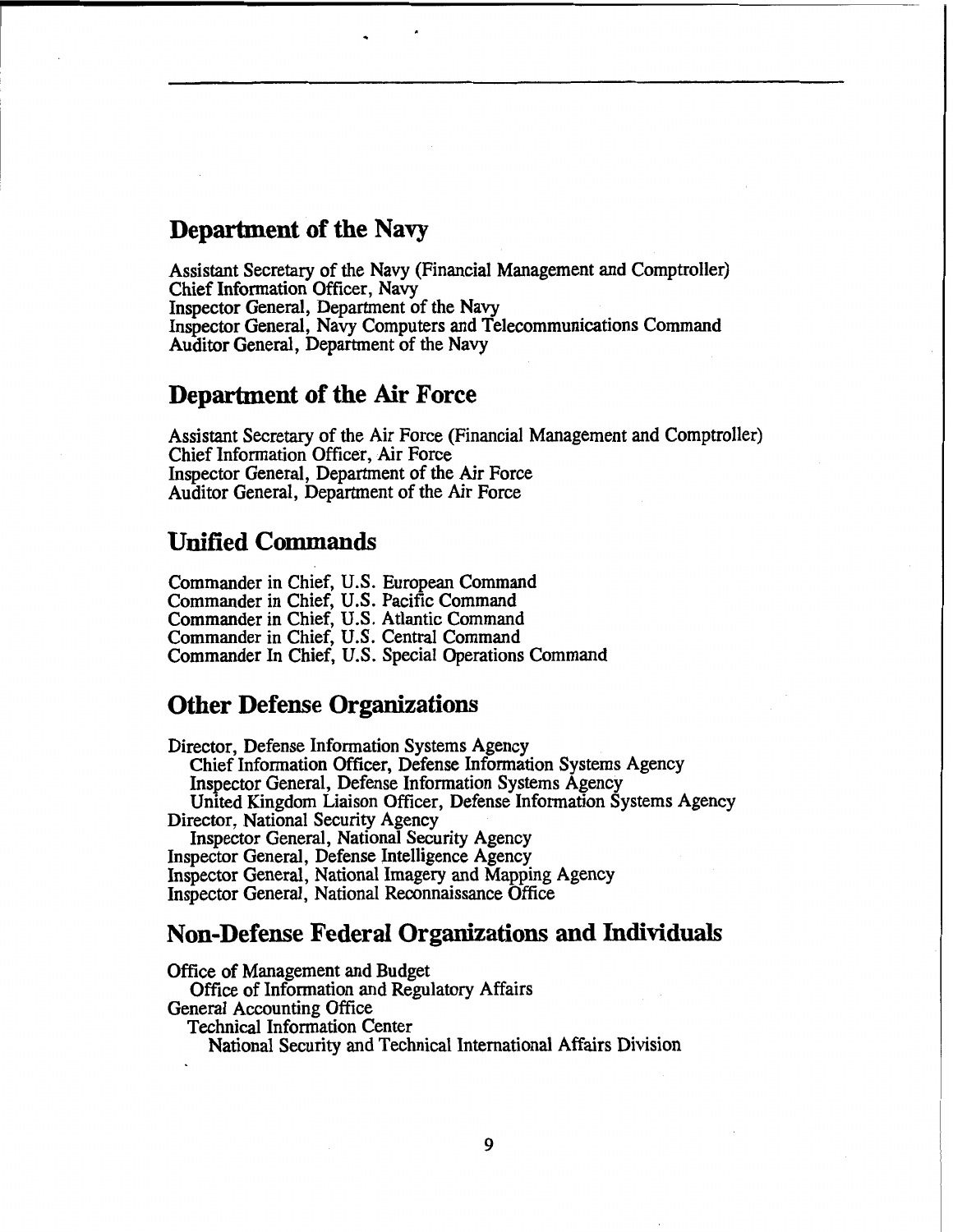## Department of the Navy

Assistant Secretary of the Navy (Financial Management and Comptroller)
Chief Information Officer, Navy
Inspector General, Department of the Navy
Inspector General, Navy Computers and Telecommunications Command
Auditor General, Department of the Navy

## Department of the Air Force

Assistant Secretary of the Air Force (Financial Management and Comptroller)
Chief Information Officer, Air Force
Inspector General, Department of the Air Force
Auditor General, Department of the Air Force

## Unified Commands

Commander in Chief, U.S. European Command
Commander in Chief, U.S. Pacific Command
Commander in Chief, U.S. Atlantic Command
Commander in Chief, U.S. Central Command
Commander In Chief, U.S. Special Operations Command

## Other Defense Organizations

Director, Defense Information Systems Agency
- Chief Information Officer, Defense Information Systems Agency
- Inspector General, Defense Information Systems Agency
- United Kingdom Liaison Officer, Defense Information Systems Agency

Director, National Security Agency
- Inspector General, National Security Agency

Inspector General, Defense Intelligence Agency
Inspector General, National Imagery and Mapping Agency
Inspector General, National Reconnaissance Office

## Non-Defense Federal Organizations and Individuals

Office of Management and Budget
- Office of Information and Regulatory Affairs

General Accounting Office
- Technical Information Center
  - National Security and Technical International Affairs Division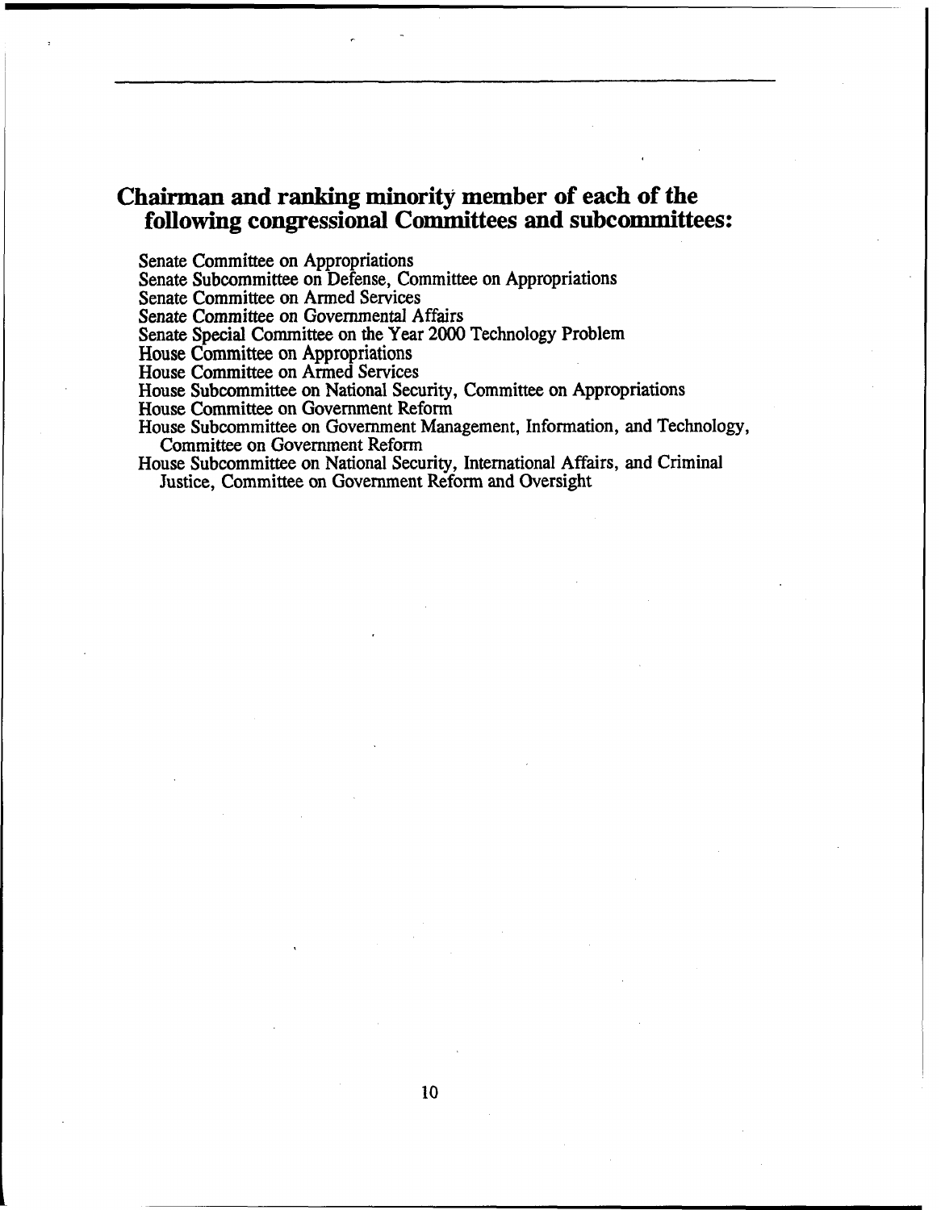## Chairman and ranking minority member of each of the following congressional Committees and subcommittees:

Senate Committee on Appropriations
Senate Subcommittee on Defense, Committee on Appropriations
Senate Committee on Armed Services
Senate Committee on Governmental Affairs
Senate Special Committee on the Year 2000 Technology Problem
House Committee on Appropriations
House Committee on Armed Services
House Subcommittee on National Security, Committee on Appropriations
House Committee on Government Reform
House Subcommittee on Government Management, Information, and Technology, Committee on Government Reform
House Subcommittee on National Security, International Affairs, and Criminal Justice, Committee on Government Reform and Oversight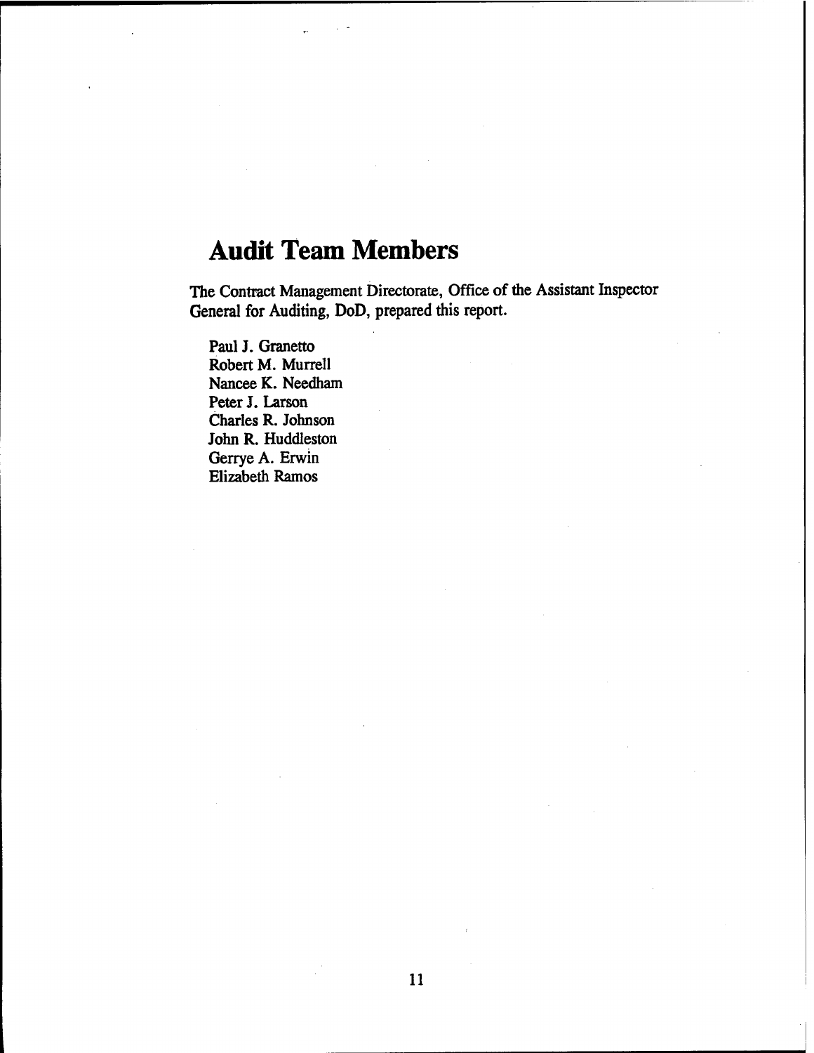# Audit Team Members

The Contract Management Directorate, Office of the Assistant Inspector General for Auditing, DoD, prepared this report.

Paul J. Granetto  
Robert M. Murrell  
Nancee K. Needham  
Peter J. Larson  
Charles R. Johnson  
John R. Huddleston  
Gerrye A. Erwin  
Elizabeth Ramos